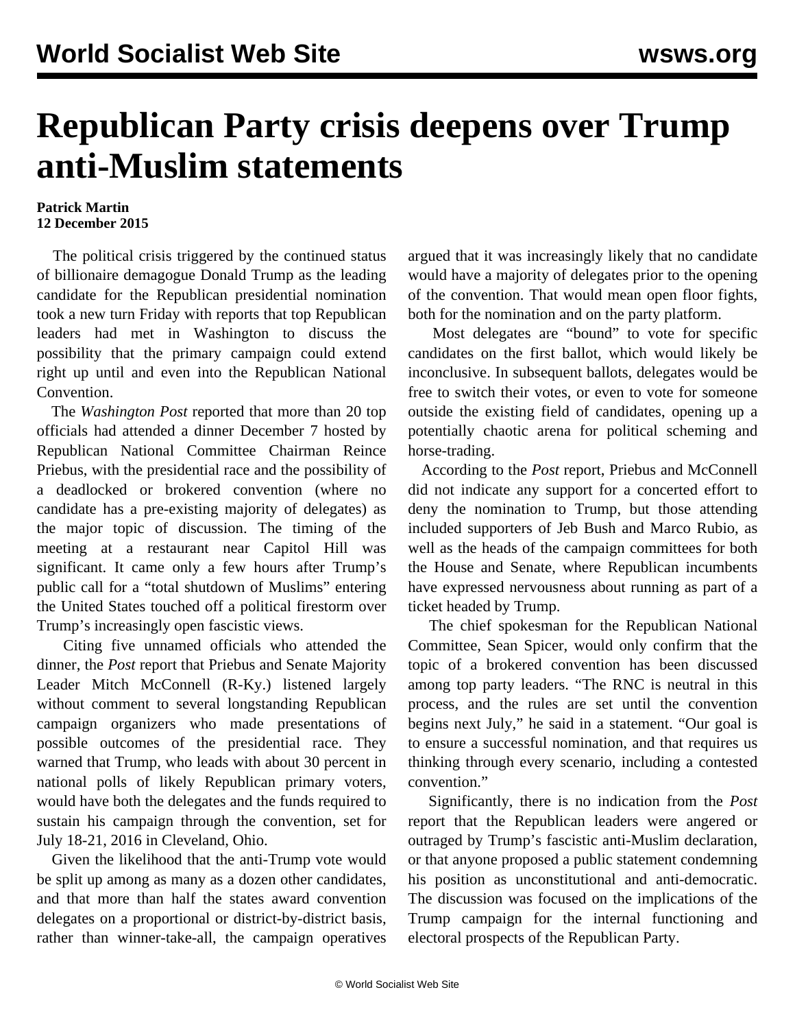# Republican Party crisis deepens over Trump anti-Muslim statements

**Patrick Martin**
**12 December 2015**

The political crisis triggered by the continued status of billionaire demagogue Donald Trump as the leading candidate for the Republican presidential nomination took a new turn Friday with reports that top Republican leaders had met in Washington to discuss the possibility that the primary campaign could extend right up until and even into the Republican National Convention.

The *Washington Post* reported that more than 20 top officials had attended a dinner December 7 hosted by Republican National Committee Chairman Reince Priebus, with the presidential race and the possibility of a deadlocked or brokered convention (where no candidate has a pre-existing majority of delegates) as the major topic of discussion. The timing of the meeting at a restaurant near Capitol Hill was significant. It came only a few hours after Trump's public call for a "total shutdown of Muslims" entering the United States touched off a political firestorm over Trump's increasingly open fascistic views.

Citing five unnamed officials who attended the dinner, the *Post* report that Priebus and Senate Majority Leader Mitch McConnell (R-Ky.) listened largely without comment to several longstanding Republican campaign organizers who made presentations of possible outcomes of the presidential race. They warned that Trump, who leads with about 30 percent in national polls of likely Republican primary voters, would have both the delegates and the funds required to sustain his campaign through the convention, set for July 18-21, 2016 in Cleveland, Ohio.

Given the likelihood that the anti-Trump vote would be split up among as many as a dozen other candidates, and that more than half the states award convention delegates on a proportional or district-by-district basis, rather than winner-take-all, the campaign operatives argued that it was increasingly likely that no candidate would have a majority of delegates prior to the opening of the convention. That would mean open floor fights, both for the nomination and on the party platform.

Most delegates are "bound" to vote for specific candidates on the first ballot, which would likely be inconclusive. In subsequent ballots, delegates would be free to switch their votes, or even to vote for someone outside the existing field of candidates, opening up a potentially chaotic arena for political scheming and horse-trading.

According to the *Post* report, Priebus and McConnell did not indicate any support for a concerted effort to deny the nomination to Trump, but those attending included supporters of Jeb Bush and Marco Rubio, as well as the heads of the campaign committees for both the House and Senate, where Republican incumbents have expressed nervousness about running as part of a ticket headed by Trump.

The chief spokesman for the Republican National Committee, Sean Spicer, would only confirm that the topic of a brokered convention has been discussed among top party leaders. "The RNC is neutral in this process, and the rules are set until the convention begins next July," he said in a statement. "Our goal is to ensure a successful nomination, and that requires us thinking through every scenario, including a contested convention."

Significantly, there is no indication from the *Post* report that the Republican leaders were angered or outraged by Trump's fascistic anti-Muslim declaration, or that anyone proposed a public statement condemning his position as unconstitutional and anti-democratic. The discussion was focused on the implications of the Trump campaign for the internal functioning and electoral prospects of the Republican Party.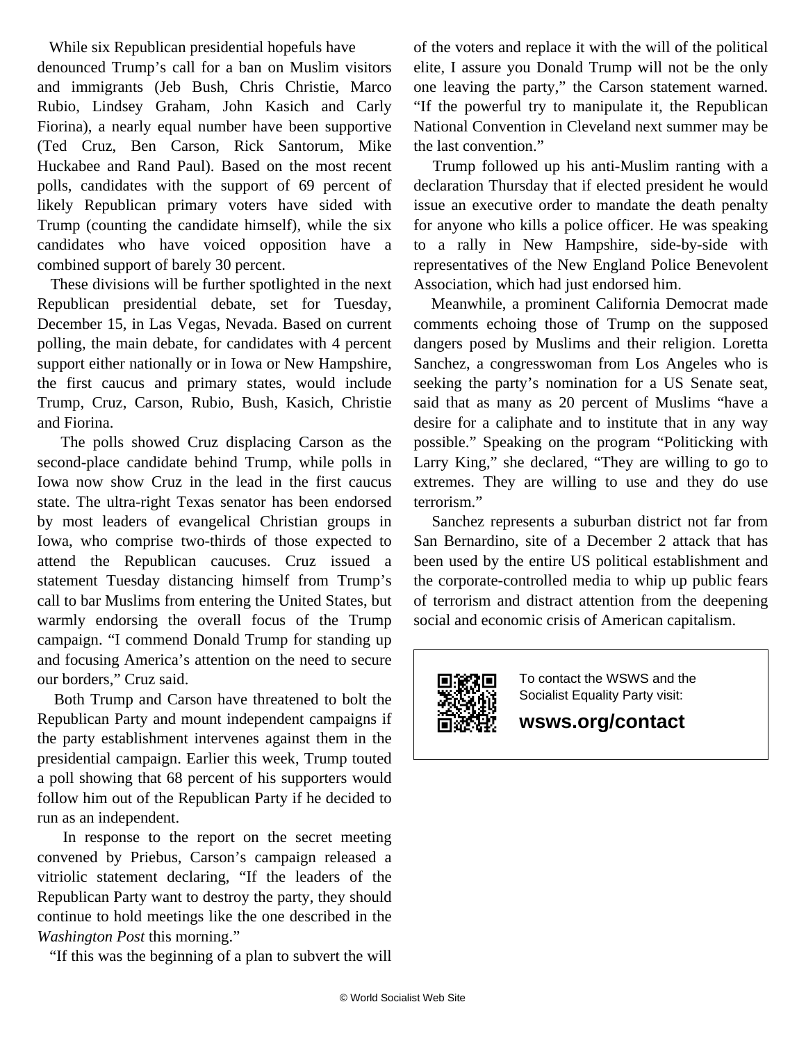While six Republican presidential hopefuls have denounced Trump's call for a ban on Muslim visitors and immigrants (Jeb Bush, Chris Christie, Marco Rubio, Lindsey Graham, John Kasich and Carly Fiorina), a nearly equal number have been supportive (Ted Cruz, Ben Carson, Rick Santorum, Mike Huckabee and Rand Paul). Based on the most recent polls, candidates with the support of 69 percent of likely Republican primary voters have sided with Trump (counting the candidate himself), while the six candidates who have voiced opposition have a combined support of barely 30 percent.

These divisions will be further spotlighted in the next Republican presidential debate, set for Tuesday, December 15, in Las Vegas, Nevada. Based on current polling, the main debate, for candidates with 4 percent support either nationally or in Iowa or New Hampshire, the first caucus and primary states, would include Trump, Cruz, Carson, Rubio, Bush, Kasich, Christie and Fiorina.

The polls showed Cruz displacing Carson as the second-place candidate behind Trump, while polls in Iowa now show Cruz in the lead in the first caucus state. The ultra-right Texas senator has been endorsed by most leaders of evangelical Christian groups in Iowa, who comprise two-thirds of those expected to attend the Republican caucuses. Cruz issued a statement Tuesday distancing himself from Trump's call to bar Muslims from entering the United States, but warmly endorsing the overall focus of the Trump campaign. "I commend Donald Trump for standing up and focusing America's attention on the need to secure our borders," Cruz said.

Both Trump and Carson have threatened to bolt the Republican Party and mount independent campaigns if the party establishment intervenes against them in the presidential campaign. Earlier this week, Trump touted a poll showing that 68 percent of his supporters would follow him out of the Republican Party if he decided to run as an independent.

In response to the report on the secret meeting convened by Priebus, Carson's campaign released a vitriolic statement declaring, "If the leaders of the Republican Party want to destroy the party, they should continue to hold meetings like the one described in the *Washington Post* this morning."

"If this was the beginning of a plan to subvert the will of the voters and replace it with the will of the political elite, I assure you Donald Trump will not be the only one leaving the party," the Carson statement warned. "If the powerful try to manipulate it, the Republican National Convention in Cleveland next summer may be the last convention."

Trump followed up his anti-Muslim ranting with a declaration Thursday that if elected president he would issue an executive order to mandate the death penalty for anyone who kills a police officer. He was speaking to a rally in New Hampshire, side-by-side with representatives of the New England Police Benevolent Association, which had just endorsed him.

Meanwhile, a prominent California Democrat made comments echoing those of Trump on the supposed dangers posed by Muslims and their religion. Loretta Sanchez, a congresswoman from Los Angeles who is seeking the party's nomination for a US Senate seat, said that as many as 20 percent of Muslims "have a desire for a caliphate and to institute that in any way possible." Speaking on the program "Politicking with Larry King," she declared, "They are willing to go to extremes. They are willing to use and they do use terrorism."

Sanchez represents a suburban district not far from San Bernardino, site of a December 2 attack that has been used by the entire US political establishment and the corporate-controlled media to whip up public fears of terrorism and distract attention from the deepening social and economic crisis of American capitalism.

To contact the WSWS and the Socialist Equality Party visit:

**wsws.org/contact**